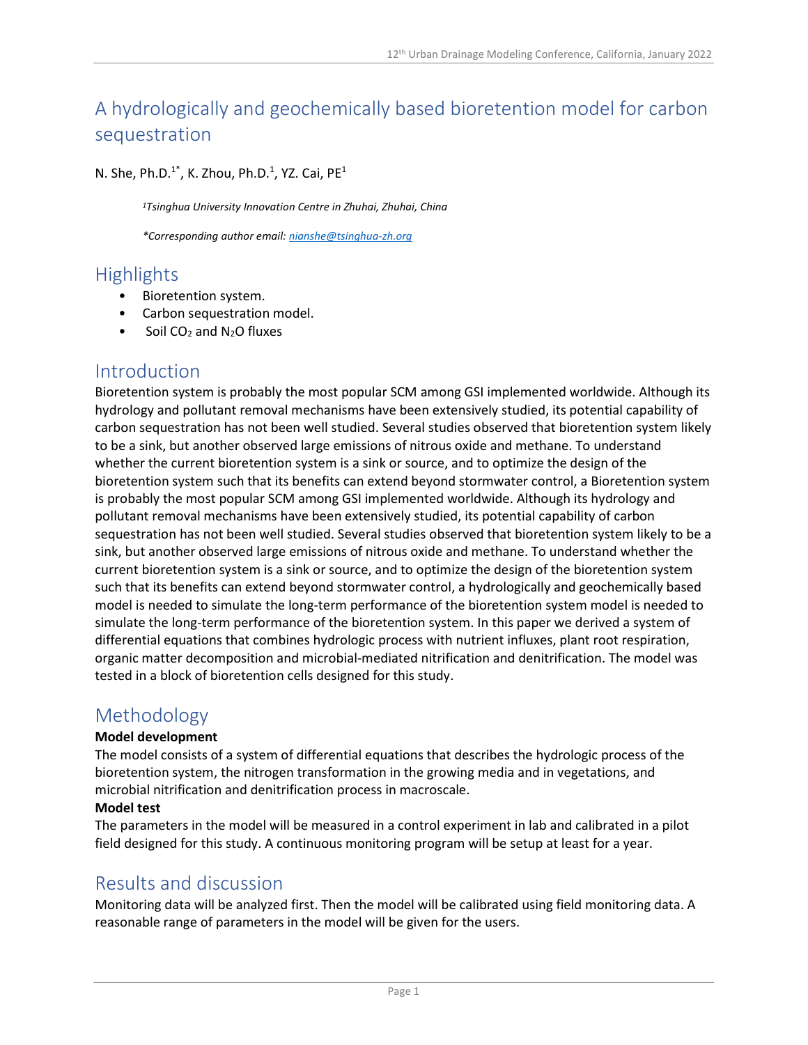# A hydrologically and geochemically based bioretention model for carbon sequestration

N. She, Ph.D.[1*], K. Zhou, Ph.D.[1], YZ. Cai, PE[1]

*[1]Tsinghua University Innovation Centre in Zhuhai, Zhuhai, China*

*\*Corresponding author email: nianshe@tsinghua-zh.org*

## Highlights

- Bioretention system.
- Carbon sequestration model.
- Soil $CO_2$ and $N_2O$ fluxes

## Introduction

Bioretention system is probably the most popular SCM among GSI implemented worldwide. Although its hydrology and pollutant removal mechanisms have been extensively studied, its potential capability of carbon sequestration has not been well studied. Several studies observed that bioretention system likely to be a sink, but another observed large emissions of nitrous oxide and methane. To understand whether the current bioretention system is a sink or source, and to optimize the design of the bioretention system such that its benefits can extend beyond stormwater control, a Bioretention system is probably the most popular SCM among GSI implemented worldwide. Although its hydrology and pollutant removal mechanisms have been extensively studied, its potential capability of carbon sequestration has not been well studied. Several studies observed that bioretention system likely to be a sink, but another observed large emissions of nitrous oxide and methane. To understand whether the current bioretention system is a sink or source, and to optimize the design of the bioretention system such that its benefits can extend beyond stormwater control, a hydrologically and geochemically based model is needed to simulate the long-term performance of the bioretention system model is needed to simulate the long-term performance of the bioretention system. In this paper we derived a system of differential equations that combines hydrologic process with nutrient influxes, plant root respiration, organic matter decomposition and microbial-mediated nitrification and denitrification. The model was tested in a block of bioretention cells designed for this study.

## Methodology

**Model development**

The model consists of a system of differential equations that describes the hydrologic process of the bioretention system, the nitrogen transformation in the growing media and in vegetations, and microbial nitrification and denitrification process in macroscale.

**Model test**

The parameters in the model will be measured in a control experiment in lab and calibrated in a pilot field designed for this study. A continuous monitoring program will be setup at least for a year.

## Results and discussion

Monitoring data will be analyzed first. Then the model will be calibrated using field monitoring data. A reasonable range of parameters in the model will be given for the users.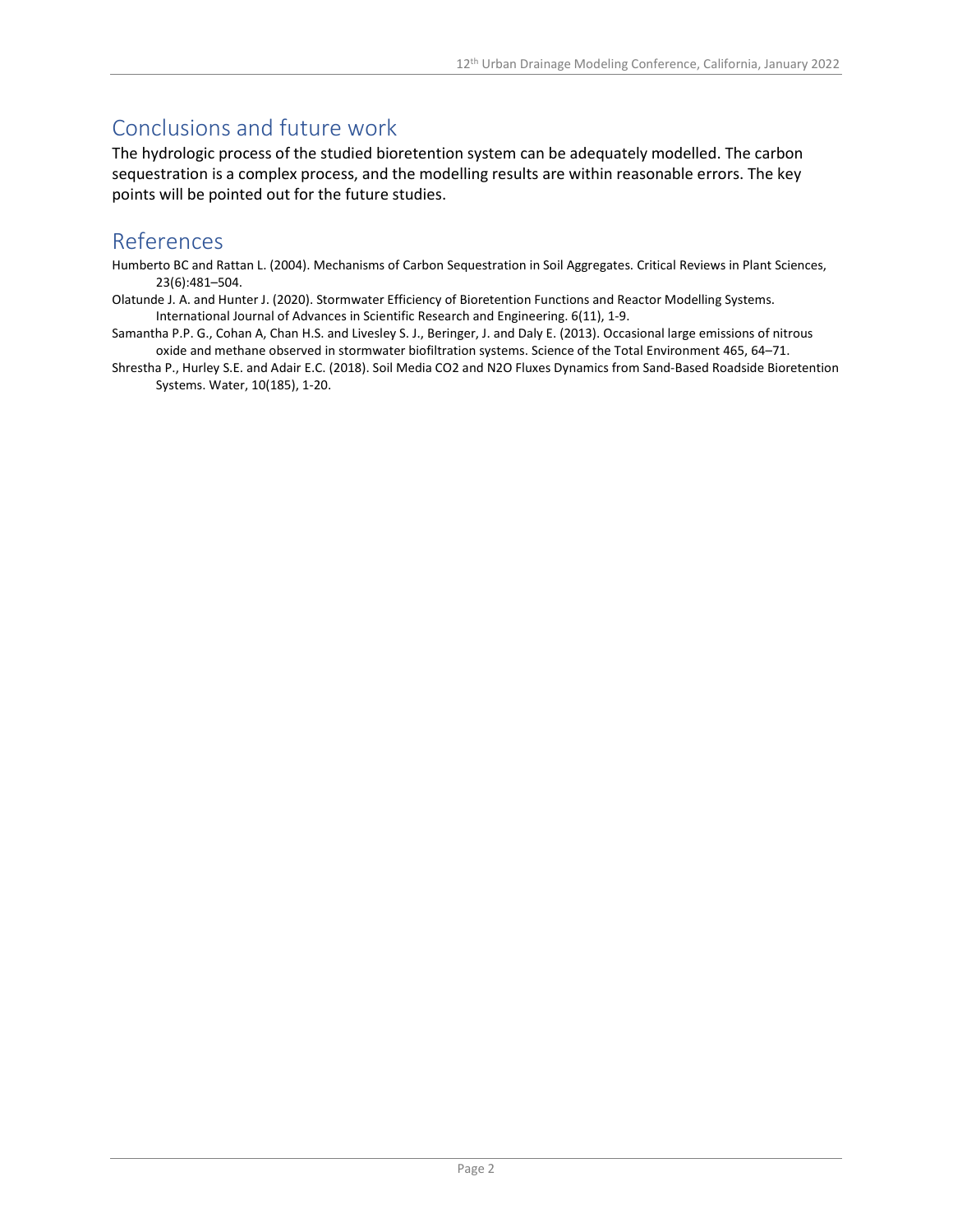## Conclusions and future work

The hydrologic process of the studied bioretention system can be adequately modelled. The carbon sequestration is a complex process, and the modelling results are within reasonable errors. The key points will be pointed out for the future studies.

## References

Humberto BC and Rattan L. (2004). Mechanisms of Carbon Sequestration in Soil Aggregates. Critical Reviews in Plant Sciences, 23(6):481–504.

Olatunde J. A. and Hunter J. (2020). Stormwater Efficiency of Bioretention Functions and Reactor Modelling Systems. International Journal of Advances in Scientific Research and Engineering. 6(11), 1-9.

Samantha P.P. G., Cohan A, Chan H.S. and Livesley S. J., Beringer, J. and Daly E. (2013). Occasional large emissions of nitrous oxide and methane observed in stormwater biofiltration systems. Science of the Total Environment 465, 64–71.

Shrestha P., Hurley S.E. and Adair E.C. (2018). Soil Media CO2 and N2O Fluxes Dynamics from Sand-Based Roadside Bioretention Systems. Water, 10(185), 1-20.